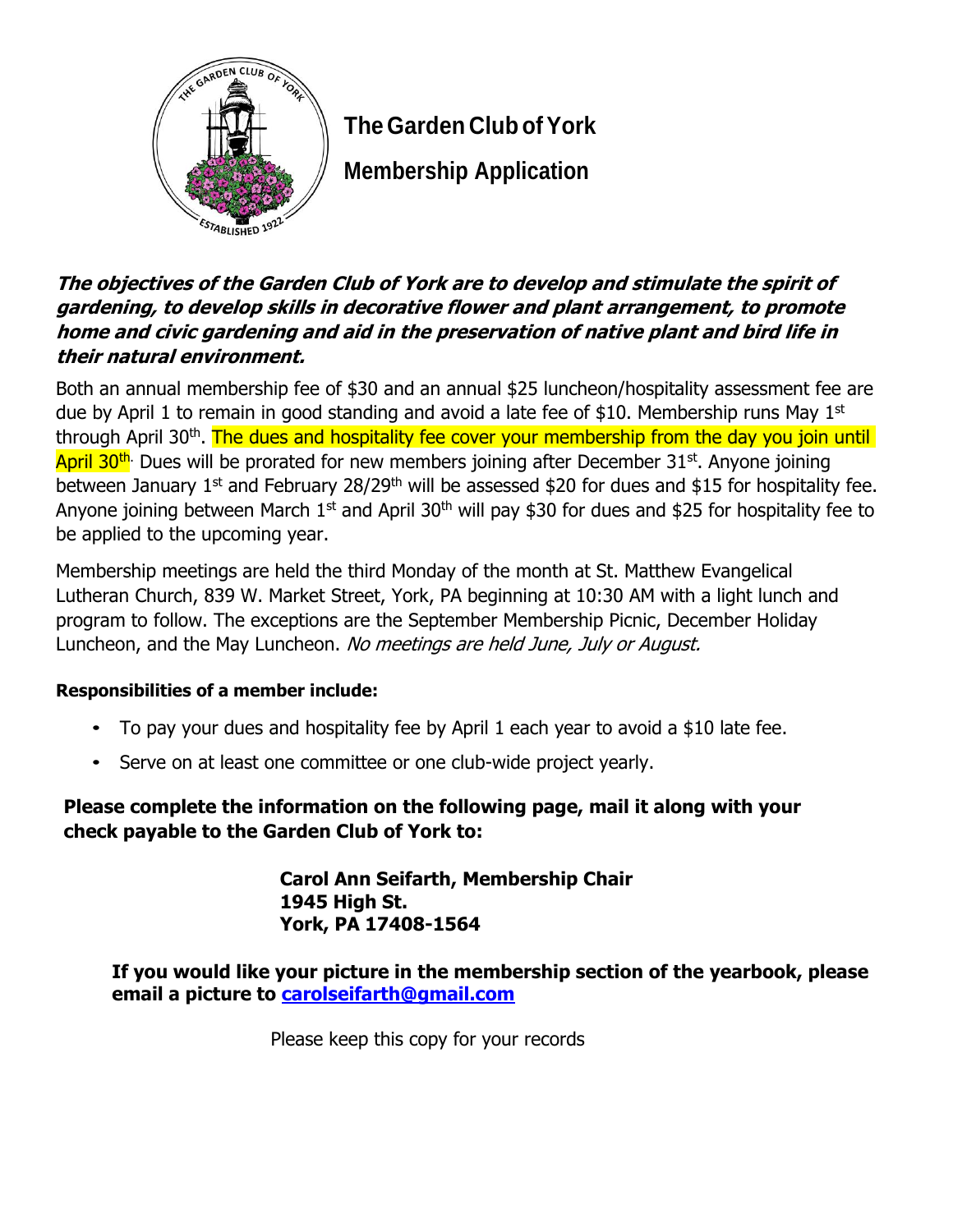# The Garden Club of York

## Membership Application

***The objectives of the Garden Club of York are to develop and stimulate the spirit of gardening, to develop skills in decorative flower and plant arrangement, to promote home and civic gardening and aid in the preservation of native plant and bird life in their natural environment.***

Both an annual membership fee of $30 and an annual $25 luncheon/hospitality assessment fee are due by April 1 to remain in good standing and avoid a late fee of $10. Membership runs May 1st through April 30th. The dues and hospitality fee cover your membership from the day you join until April 30th. Dues will be prorated for new members joining after December 31st. Anyone joining between January 1st and February 28/29th will be assessed $20 for dues and $15 for hospitality fee. Anyone joining between March 1st and April 30th will pay $30 for dues and $25 for hospitality fee to be applied to the upcoming year.

Membership meetings are held the third Monday of the month at St. Matthew Evangelical Lutheran Church, 839 W. Market Street, York, PA beginning at 10:30 AM with a light lunch and program to follow. The exceptions are the September Membership Picnic, December Holiday Luncheon, and the May Luncheon. *No meetings are held June, July or August.*

**Responsibilities of a member include:**

- To pay your dues and hospitality fee by April 1 each year to avoid a $10 late fee.
- Serve on at least one committee or one club-wide project yearly.

**Please complete the information on the following page, mail it along with your check payable to the Garden Club of York to:**

**Carol Ann Seifarth, Membership Chair**
**1945 High St.**
**York, PA 17408-1564**

**If you would like your picture in the membership section of the yearbook, please email a picture to carolseifarth@gmail.com**

Please keep this copy for your records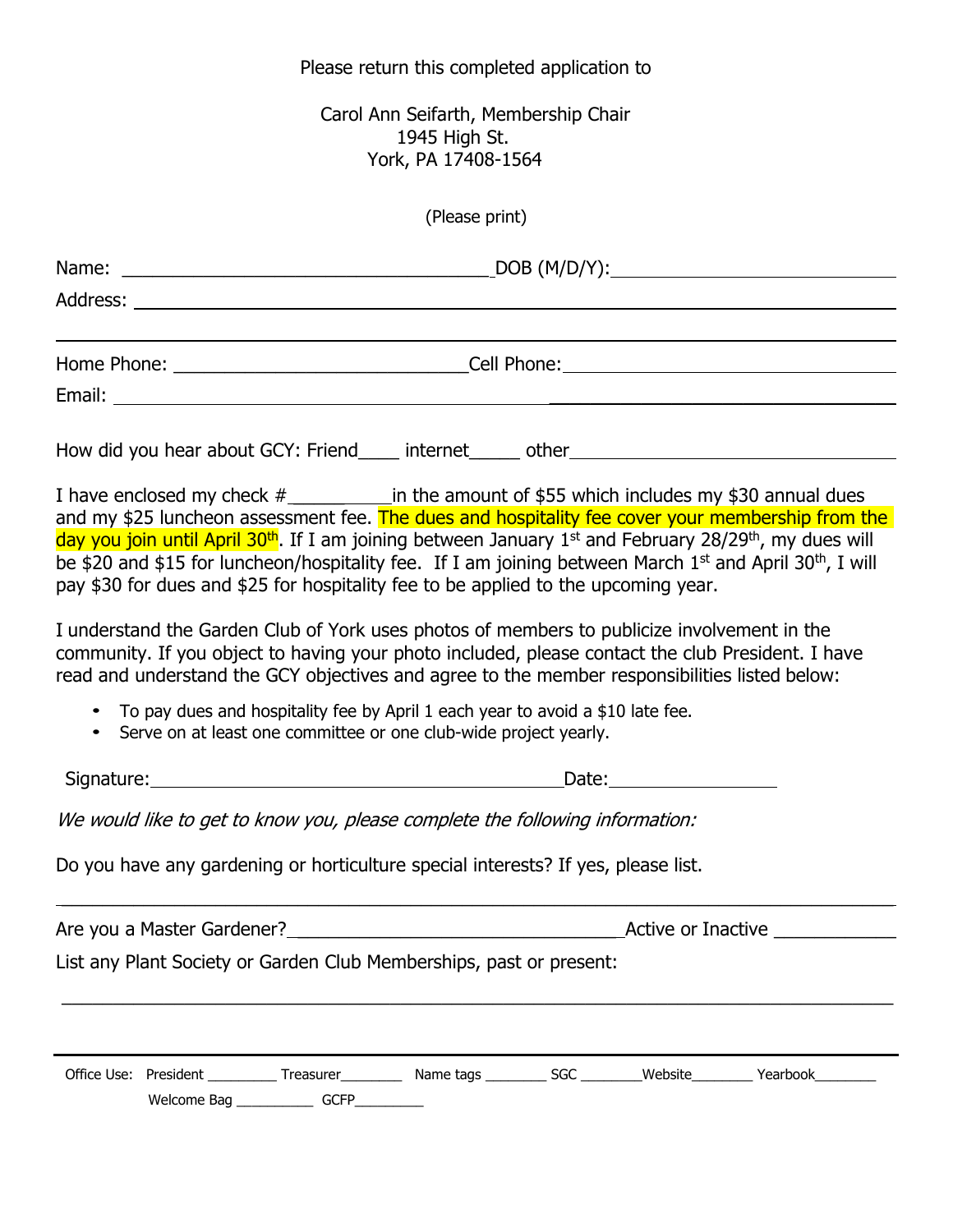Please return this completed application to

Carol Ann Seifarth, Membership Chair
1945 High St.
York, PA 17408-1564

(Please print)

Name: ______________________________________ DOB (M/D/Y): ____________________________

Address: _______________________________________________________________________________

_______________________________________________________________________________________

Home Phone: ______________________________ Cell Phone: ___________________________________

Email: _________________________________________________________________________________

How did you hear about GCY: Friend____ internet_____ other__________________________________

I have enclosed my check #__________in the amount of $55 which includes my $30 annual dues and my $25 luncheon assessment fee. The dues and hospitality fee cover your membership from the day you join until April 30th. If I am joining between January 1st and February 28/29th, my dues will be $20 and $15 for luncheon/hospitality fee. If I am joining between March 1st and April 30th, I will pay $30 for dues and $25 for hospitality fee to be applied to the upcoming year.

I understand the Garden Club of York uses photos of members to publicize involvement in the community. If you object to having your photo included, please contact the club President. I have read and understand the GCY objectives and agree to the member responsibilities listed below:

- To pay dues and hospitality fee by April 1 each year to avoid a $10 late fee.
- Serve on at least one committee or one club-wide project yearly.

Signature: ___________________________________________ Date: _________________

*We would like to get to know you, please complete the following information:*

Do you have any gardening or horticulture special interests? If yes, please list.

_______________________________________________________________________________________

Are you a Master Gardener? _________________________________ Active or Inactive ____________

List any Plant Society or Garden Club Memberships, past or present:

_______________________________________________________________________________________

---

Office Use: President _________ Treasurer________ Name tags ________ SGC ________Website________ Yearbook________ Welcome Bag __________ GCFP_________